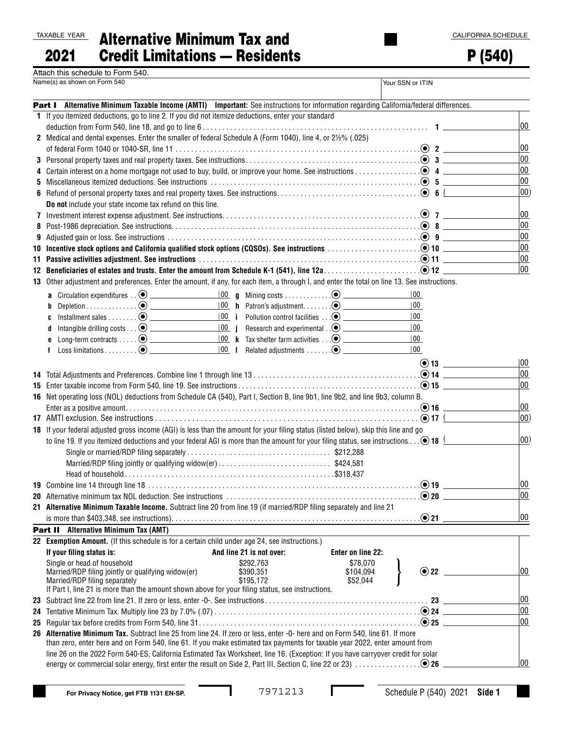TAXABLE YEAR

2021

# Alternative Minimum Tax and Credit Limitations — Residents

CALIFORNIA SCHEDULE

# P (540)

Attach this schedule to Form 540.

Name(s) as shown on Form 540 | Your SSN or ITIN

## Part I Alternative Minimum Taxable Income (AMTI)

**Important:** See instructions for information regarding California/federal differences.

1. If you itemized deductions, go to line 2. If you did not itemize deductions, enter your standard deduction from Form 540, line 18, and go to line 6 . . . **1** ______ 00
2. Medical and dental expenses. Enter the smaller of federal Schedule A (Form 1040), line 4, or 2½% (.025) of federal Form 1040 or 1040-SR, line 11 . . . **2** ______ 00
3. Personal property taxes and real property taxes. See instructions. . . . **3** ______ 00
4. Certain interest on a home mortgage not used to buy, build, or improve your home. See instructions . . . **4** ______ 00
5. Miscellaneous itemized deductions. See instructions . . . **5** ______ 00
6. Refund of personal property taxes and real property taxes. See instructions. . . . **6** ( ______ 00)
   **Do not** include your state income tax refund on this line.
7. Investment interest expense adjustment. See instructions. . . . **7** ______ 00
8. Post-1986 depreciation. See instructions. . . . **8** ______ 00
9. Adjusted gain or loss. See instructions . . . **9** ______ 00
10. **Incentive stock options and California qualified stock options (CQSOs). See instructions** . . . **10** ______ 00
11. **Passive activities adjustment. See instructions** . . . **11** ______ 00
12. **Beneficiaries of estates and trusts. Enter the amount from Schedule K-1 (541), line 12a.** . . . **12** ______ 00
13. Other adjustment and preferences. Enter the amount, if any, for each item, a through l, and enter the total on line 13. See instructions.

| | | | | | |
|---|---|---|---|---|---|
| **a** | Circulation expenditures . . ______ 00 | **g** | Mining costs . . . ______ 00 |
| **b** | Depletion . . . ______ 00 | **h** | Patron's adjustment. . . ______ 00 |
| **c** | Installment sales . . . ______ 00 | **i** | Pollution control facilities . . . ______ 00 |
| **d** | Intangible drilling costs . . . ______ 00 | **j** | Research and experimental . . ______ 00 |
| **e** | Long-term contracts . . . ______ 00 | **k** | Tax shelter farm activities . . . ______ 00 |
| **f** | Loss limitations . . . ______ 00 | **l** | Related adjustments . . . ______ 00 |

**13** ______ 00

14. Total Adjustments and Preferences. Combine line 1 through line 13 . . . **14** ______ 00
15. Enter taxable income from Form 540, line 19. See instructions . . . **15** ______ 00
16. Net operating loss (NOL) deductions from Schedule CA (540), Part I, Section B, line 9b1, line 9b2, and line 9b3, column B. Enter as a positive amount. . . . **16** ______ 00
17. AMTI exclusion. See instructions . . . **17** ( ______ 00)
18. If your federal adjusted gross income (AGI) is less than the amount for your filing status (listed below), skip this line and go to line 19. If you itemized deductions and your federal AGI is more than the amount for your filing status, see instructions. . . **18** ( ______ 00)
    - Single or married/RDP filing separately . . . $212,288
    - Married/RDP filing jointly or qualifying widow(er) . . . $424,581
    - Head of household . . . $318,437
19. Combine line 14 through line 18 . . . **19** ______ 00
20. Alternative minimum tax NOL deduction. See instructions . . . **20** ______ 00
21. **Alternative Minimum Taxable Income.** Subtract line 20 from line 19 (if married/RDP filing separately and line 21 is more than $403,348, see instructions). . . . **21** ______ 00

## Part II Alternative Minimum Tax (AMT)

22. **Exemption Amount.** (If this schedule is for a certain child under age 24, see instructions.)

| If your filing status is: | And line 21 is not over: | Enter on line 22: |
|---|---|---|
| Single or head of household | $292,763 | $78,070 |
| Married/RDP filing jointly or qualifying widow(er) | $390,351 | $104,094 |
| Married/RDP filing separately | $195,172 | $52,044 |

If Part I, line 21 is more than the amount shown above for your filing status, see instructions. **22** ______ 00

23. Subtract line 22 from line 21. If zero or less, enter -0-. See instructions . . . **23** ______ 00
24. Tentative Minimum Tax. Multiply line 23 by 7.0% (.07) . . . **24** ______ 00
25. Regular tax before credits from Form 540, line 31. . . . **25** ______ 00
26. **Alternative Minimum Tax.** Subtract line 25 from line 24. If zero or less, enter -0- here and on Form 540, line 61. If more than zero, enter here and on Form 540, line 61. If you make estimated tax payments for taxable year 2022, enter amount from line 26 on the 2022 Form 540-ES, California Estimated Tax Worksheet, line 16. (Exception: If you have carryover credit for solar energy or commercial solar energy, first enter the result on Side 2, Part III, Section C, line 22 or 23) . . . **26** ______ 00

For Privacy Notice, get FTB 1131 EN-SP.

7971213

Schedule P (540) 2021 Side 1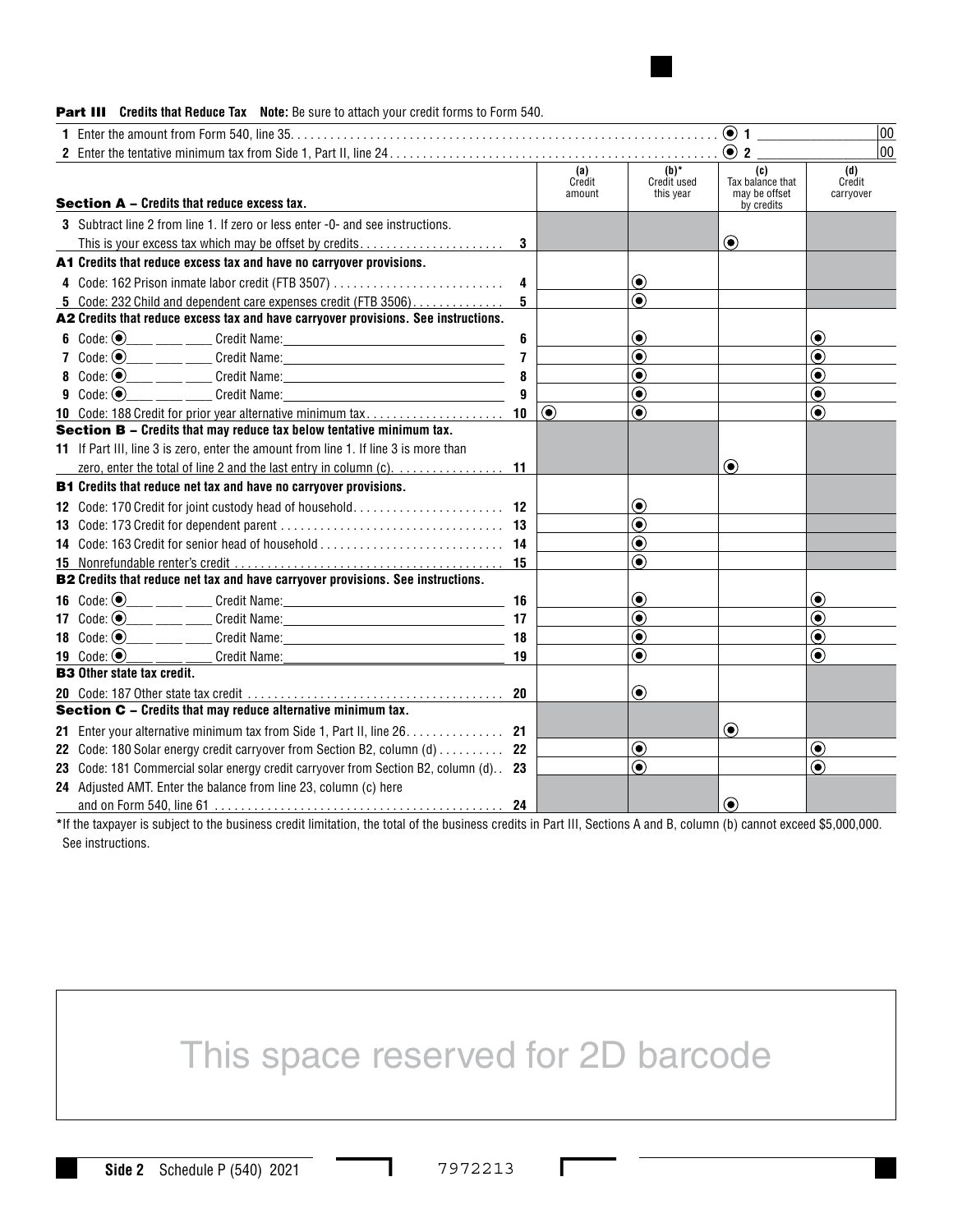## Part III Credits that Reduce Tax

**Note:** Be sure to attach your credit forms to Form 540.

1 Enter the amount from Form 540, line 35. . . . . . . . . . ◉ 1 ______ 00

2 Enter the tentative minimum tax from Side 1, Part II, line 24 . . . . . . . . . . ◉ 2 ______ 00

| Section A – Credits that reduce excess tax. | | (a) Credit amount | (b)* Credit used this year | (c) Tax balance that may be offset by credits | (d) Credit carryover |
|---|---|---|---|---|---|
| 3 Subtract line 2 from line 1. If zero or less enter -0- and see instructions. This is your excess tax which may be offset by credits. . . . . . . . . | 3 | | | ◉ | |
| **A1 Credits that reduce excess tax and have no carryover provisions.** | | | | | |
| 4 Code: 162 Prison inmate labor credit (FTB 3507) . . . . . . . . . | 4 | | ◉ | | |
| 5 Code: 232 Child and dependent care expenses credit (FTB 3506). . . . . . | 5 | | ◉ | | |
| **A2 Credits that reduce excess tax and have carryover provisions. See instructions.** | | | | | |
| 6 Code: ◉___ ___ ___ Credit Name:______________ | 6 | | ◉ | | ◉ |
| 7 Code: ◉___ ___ ___ Credit Name:______________ | 7 | | ◉ | | ◉ |
| 8 Code: ◉___ ___ ___ Credit Name:______________ | 8 | | ◉ | | ◉ |
| 9 Code: ◉___ ___ ___ Credit Name:______________ | 9 | | ◉ | | ◉ |
| 10 Code: 188 Credit for prior year alternative minimum tax. . . . . . . . . | 10 | ◉ | ◉ | | ◉ |
| **Section B – Credits that may reduce tax below tentative minimum tax.** | | | | | |
| 11 If Part III, line 3 is zero, enter the amount from line 1. If line 3 is more than zero, enter the total of line 2 and the last entry in column (c). . . . . . . . | 11 | | | ◉ | |
| **B1 Credits that reduce net tax and have no carryover provisions.** | | | | | |
| 12 Code: 170 Credit for joint custody head of household. . . . . . . . . | 12 | | ◉ | | |
| 13 Code: 173 Credit for dependent parent . . . . . . . . . | 13 | | ◉ | | |
| 14 Code: 163 Credit for senior head of household . . . . . . . . . | 14 | | ◉ | | |
| 15 Nonrefundable renter's credit . . . . . . . . . | 15 | | ◉ | | |
| **B2 Credits that reduce net tax and have carryover provisions. See instructions.** | | | | | |
| 16 Code: ◉___ ___ ___ Credit Name:______________ | 16 | | ◉ | | ◉ |
| 17 Code: ◉___ ___ ___ Credit Name:______________ | 17 | | ◉ | | ◉ |
| 18 Code: ◉___ ___ ___ Credit Name:______________ | 18 | | ◉ | | ◉ |
| 19 Code: ◉___ ___ ___ Credit Name:______________ | 19 | | ◉ | | ◉ |
| **B3 Other state tax credit.** | | | | | |
| 20 Code: 187 Other state tax credit . . . . . . . . . | 20 | | ◉ | | |
| **Section C – Credits that may reduce alternative minimum tax.** | | | | | |
| 21 Enter your alternative minimum tax from Side 1, Part II, line 26. . . . . . . | 21 | | | ◉ | |
| 22 Code: 180 Solar energy credit carryover from Section B2, column (d) . . . . . | 22 | | ◉ | | ◉ |
| 23 Code: 181 Commercial solar energy credit carryover from Section B2, column (d). . | 23 | | ◉ | | ◉ |
| 24 Adjusted AMT. Enter the balance from line 23, column (c) here and on Form 540, line 61 . . . . . . . . . | 24 | | | ◉ | |

*If the taxpayer is subject to the business credit limitation, the total of the business credits in Part III, Sections A and B, column (b) cannot exceed $5,000,000. See instructions.

This space reserved for 2D barcode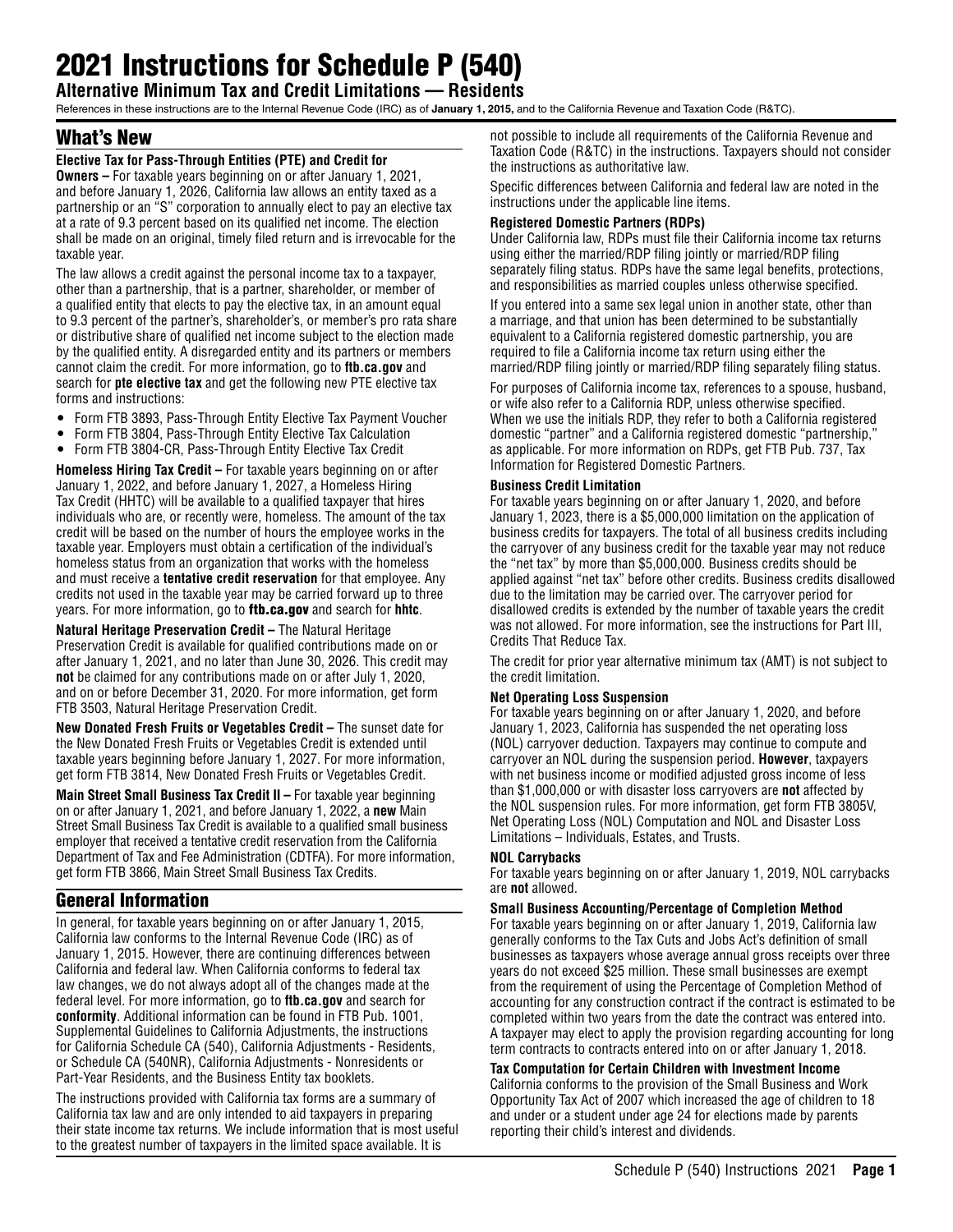# 2021 Instructions for Schedule P (540)

## Alternative Minimum Tax and Credit Limitations — Residents

References in these instructions are to the Internal Revenue Code (IRC) as of **January 1, 2015,** and to the California Revenue and Taxation Code (R&TC).

## What's New

**Elective Tax for Pass-Through Entities (PTE) and Credit for Owners –** For taxable years beginning on or after January 1, 2021, and before January 1, 2026, California law allows an entity taxed as a partnership or an "S" corporation to annually elect to pay an elective tax at a rate of 9.3 percent based on its qualified net income. The election shall be made on an original, timely filed return and is irrevocable for the taxable year.

The law allows a credit against the personal income tax to a taxpayer, other than a partnership, that is a partner, shareholder, or member of a qualified entity that elects to pay the elective tax, in an amount equal to 9.3 percent of the partner's, shareholder's, or member's pro rata share or distributive share of qualified net income subject to the election made by the qualified entity. A disregarded entity and its partners or members cannot claim the credit. For more information, go to **ftb.ca.gov** and search for **pte elective tax** and get the following new PTE elective tax forms and instructions:

- Form FTB 3893, Pass-Through Entity Elective Tax Payment Voucher
- Form FTB 3804, Pass-Through Entity Elective Tax Calculation
- Form FTB 3804-CR, Pass-Through Entity Elective Tax Credit

**Homeless Hiring Tax Credit –** For taxable years beginning on or after January 1, 2022, and before January 1, 2027, a Homeless Hiring Tax Credit (HHTC) will be available to a qualified taxpayer that hires individuals who are, or recently were, homeless. The amount of the tax credit will be based on the number of hours the employee works in the taxable year. Employers must obtain a certification of the individual's homeless status from an organization that works with the homeless and must receive a **tentative credit reservation** for that employee. Any credits not used in the taxable year may be carried forward up to three years. For more information, go to **ftb.ca.gov** and search for **hhtc**.

**Natural Heritage Preservation Credit –** The Natural Heritage Preservation Credit is available for qualified contributions made on or after January 1, 2021, and no later than June 30, 2026. This credit may **not** be claimed for any contributions made on or after July 1, 2020, and on or before December 31, 2020. For more information, get form FTB 3503, Natural Heritage Preservation Credit.

**New Donated Fresh Fruits or Vegetables Credit –** The sunset date for the New Donated Fresh Fruits or Vegetables Credit is extended until taxable years beginning before January 1, 2027. For more information, get form FTB 3814, New Donated Fresh Fruits or Vegetables Credit.

**Main Street Small Business Tax Credit II –** For taxable year beginning on or after January 1, 2021, and before January 1, 2022, a **new** Main Street Small Business Tax Credit is available to a qualified small business employer that received a tentative credit reservation from the California Department of Tax and Fee Administration (CDTFA). For more information, get form FTB 3866, Main Street Small Business Tax Credits.

## General Information

In general, for taxable years beginning on or after January 1, 2015, California law conforms to the Internal Revenue Code (IRC) as of January 1, 2015. However, there are continuing differences between California and federal law. When California conforms to federal tax law changes, we do not always adopt all of the changes made at the federal level. For more information, go to **ftb.ca.gov** and search for **conformity**. Additional information can be found in FTB Pub. 1001, Supplemental Guidelines to California Adjustments, the instructions for California Schedule CA (540), California Adjustments - Residents, or Schedule CA (540NR), California Adjustments - Nonresidents or Part-Year Residents, and the Business Entity tax booklets.

The instructions provided with California tax forms are a summary of California tax law and are only intended to aid taxpayers in preparing their state income tax returns. We include information that is most useful to the greatest number of taxpayers in the limited space available. It is not possible to include all requirements of the California Revenue and Taxation Code (R&TC) in the instructions. Taxpayers should not consider the instructions as authoritative law.

Specific differences between California and federal law are noted in the instructions under the applicable line items.

**Registered Domestic Partners (RDPs)**

Under California law, RDPs must file their California income tax returns using either the married/RDP filing jointly or married/RDP filing separately filing status. RDPs have the same legal benefits, protections, and responsibilities as married couples unless otherwise specified.

If you entered into a same sex legal union in another state, other than a marriage, and that union has been determined to be substantially equivalent to a California registered domestic partnership, you are required to file a California income tax return using either the married/RDP filing jointly or married/RDP filing separately filing status.

For purposes of California income tax, references to a spouse, husband, or wife also refer to a California RDP, unless otherwise specified. When we use the initials RDP, they refer to both a California registered domestic "partner" and a California registered domestic "partnership," as applicable. For more information on RDPs, get FTB Pub. 737, Tax Information for Registered Domestic Partners.

**Business Credit Limitation**

For taxable years beginning on or after January 1, 2020, and before January 1, 2023, there is a $5,000,000 limitation on the application of business credits for taxpayers. The total of all business credits including the carryover of any business credit for the taxable year may not reduce the "net tax" by more than $5,000,000. Business credits should be applied against "net tax" before other credits. Business credits disallowed due to the limitation may be carried over. The carryover period for disallowed credits is extended by the number of taxable years the credit was not allowed. For more information, see the instructions for Part III, Credits That Reduce Tax.

The credit for prior year alternative minimum tax (AMT) is not subject to the credit limitation.

**Net Operating Loss Suspension**

For taxable years beginning on or after January 1, 2020, and before January 1, 2023, California has suspended the net operating loss (NOL) carryover deduction. Taxpayers may continue to compute and carryover an NOL during the suspension period. **However**, taxpayers with net business income or modified adjusted gross income of less than $1,000,000 or with disaster loss carryovers are **not** affected by the NOL suspension rules. For more information, get form FTB 3805V, Net Operating Loss (NOL) Computation and NOL and Disaster Loss Limitations – Individuals, Estates, and Trusts.

**NOL Carrybacks**

For taxable years beginning on or after January 1, 2019, NOL carrybacks are **not** allowed.

**Small Business Accounting/Percentage of Completion Method**

For taxable years beginning on or after January 1, 2019, California law generally conforms to the Tax Cuts and Jobs Act's definition of small businesses as taxpayers whose average annual gross receipts over three years do not exceed $25 million. These small businesses are exempt from the requirement of using the Percentage of Completion Method of accounting for any construction contract if the contract is estimated to be completed within two years from the date the contract was entered into. A taxpayer may elect to apply the provision regarding accounting for long term contracts to contracts entered into on or after January 1, 2018.

**Tax Computation for Certain Children with Investment Income**

California conforms to the provision of the Small Business and Work Opportunity Tax Act of 2007 which increased the age of children to 18 and under or a student under age 24 for elections made by parents reporting their child's interest and dividends.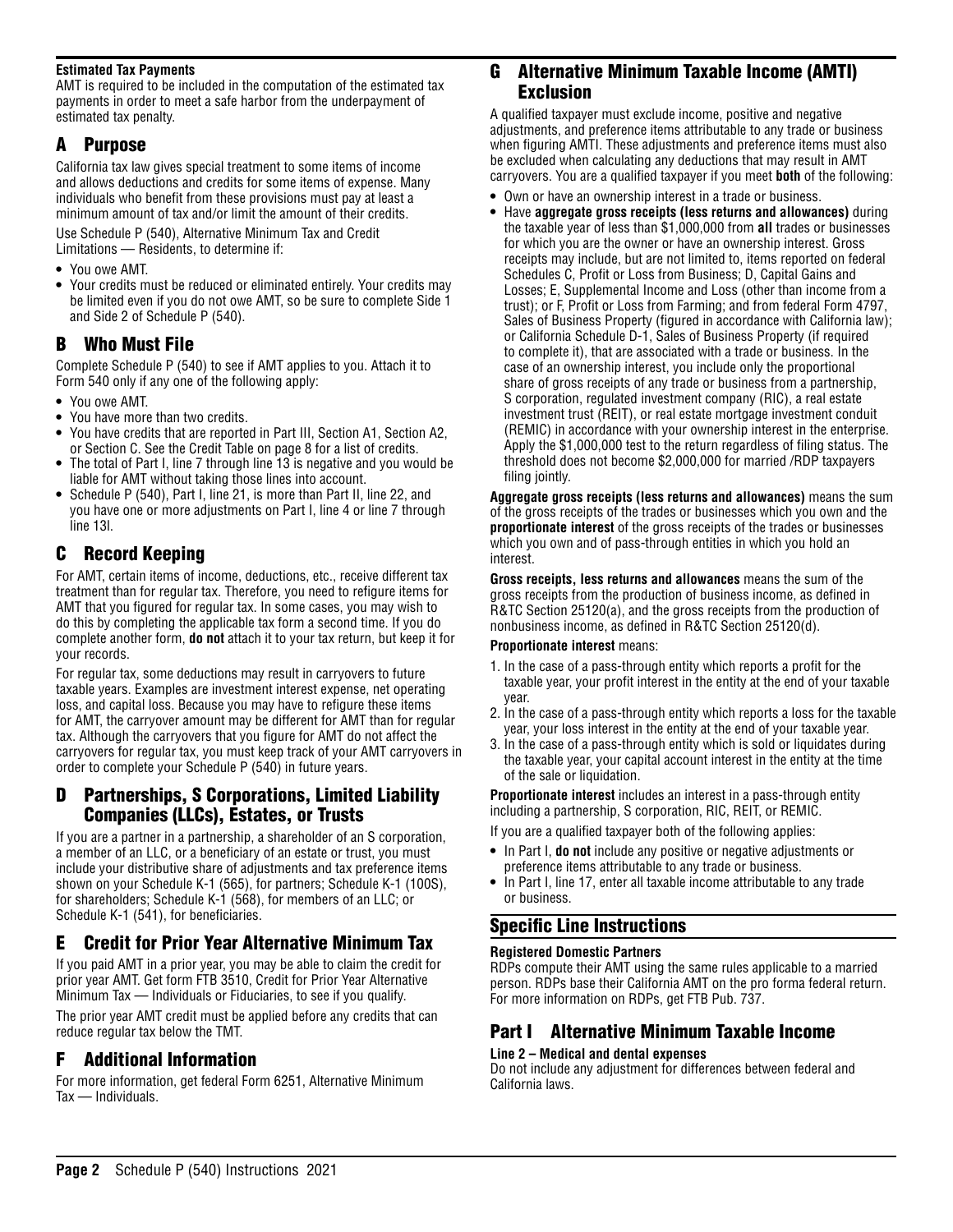**Estimated Tax Payments**

AMT is required to be included in the computation of the estimated tax payments in order to meet a safe harbor from the underpayment of estimated tax penalty.

## A Purpose

California tax law gives special treatment to some items of income and allows deductions and credits for some items of expense. Many individuals who benefit from these provisions must pay at least a minimum amount of tax and/or limit the amount of their credits.

Use Schedule P (540), Alternative Minimum Tax and Credit Limitations — Residents, to determine if:

- You owe AMT.
- Your credits must be reduced or eliminated entirely. Your credits may be limited even if you do not owe AMT, so be sure to complete Side 1 and Side 2 of Schedule P (540).

## B Who Must File

Complete Schedule P (540) to see if AMT applies to you. Attach it to Form 540 only if any one of the following apply:

- You owe AMT.
- You have more than two credits.
- You have credits that are reported in Part III, Section A1, Section A2, or Section C. See the Credit Table on page 8 for a list of credits.
- The total of Part I, line 7 through line 13 is negative and you would be liable for AMT without taking those lines into account.
- Schedule P (540), Part I, line 21, is more than Part II, line 22, and you have one or more adjustments on Part I, line 4 or line 7 through line 13l.

## C Record Keeping

For AMT, certain items of income, deductions, etc., receive different tax treatment than for regular tax. Therefore, you need to refigure items for AMT that you figured for regular tax. In some cases, you may wish to do this by completing the applicable tax form a second time. If you do complete another form, **do not** attach it to your tax return, but keep it for your records.

For regular tax, some deductions may result in carryovers to future taxable years. Examples are investment interest expense, net operating loss, and capital loss. Because you may have to refigure these items for AMT, the carryover amount may be different for AMT than for regular tax. Although the carryovers that you figure for AMT do not affect the carryovers for regular tax, you must keep track of your AMT carryovers in order to complete your Schedule P (540) in future years.

## D Partnerships, S Corporations, Limited Liability Companies (LLCs), Estates, or Trusts

If you are a partner in a partnership, a shareholder of an S corporation, a member of an LLC, or a beneficiary of an estate or trust, you must include your distributive share of adjustments and tax preference items shown on your Schedule K-1 (565), for partners; Schedule K-1 (100S), for shareholders; Schedule K-1 (568), for members of an LLC; or Schedule K-1 (541), for beneficiaries.

## E Credit for Prior Year Alternative Minimum Tax

If you paid AMT in a prior year, you may be able to claim the credit for prior year AMT. Get form FTB 3510, Credit for Prior Year Alternative Minimum Tax — Individuals or Fiduciaries, to see if you qualify.

The prior year AMT credit must be applied before any credits that can reduce regular tax below the TMT.

## F Additional Information

For more information, get federal Form 6251, Alternative Minimum Tax — Individuals.

## G Alternative Minimum Taxable Income (AMTI) Exclusion

A qualified taxpayer must exclude income, positive and negative adjustments, and preference items attributable to any trade or business when figuring AMTI. These adjustments and preference items must also be excluded when calculating any deductions that may result in AMT carryovers. You are a qualified taxpayer if you meet **both** of the following:

- Own or have an ownership interest in a trade or business.
- Have **aggregate gross receipts (less returns and allowances)** during the taxable year of less than $1,000,000 from **all** trades or businesses for which you are the owner or have an ownership interest. Gross receipts may include, but are not limited to, items reported on federal Schedules C, Profit or Loss from Business; D, Capital Gains and Losses; E, Supplemental Income and Loss (other than income from a trust); or F, Profit or Loss from Farming; and from federal Form 4797, Sales of Business Property (figured in accordance with California law); or California Schedule D-1, Sales of Business Property (if required to complete it), that are associated with a trade or business. In the case of an ownership interest, you include only the proportional share of gross receipts of any trade or business from a partnership, S corporation, regulated investment company (RIC), a real estate investment trust (REIT), or real estate mortgage investment conduit (REMIC) in accordance with your ownership interest in the enterprise. Apply the $1,000,000 test to the return regardless of filing status. The threshold does not become $2,000,000 for married /RDP taxpayers filing jointly.

**Aggregate gross receipts (less returns and allowances)** means the sum of the gross receipts of the trades or businesses which you own and the **proportionate interest** of the gross receipts of the trades or businesses which you own and of pass-through entities in which you hold an interest.

**Gross receipts, less returns and allowances** means the sum of the gross receipts from the production of business income, as defined in R&TC Section 25120(a), and the gross receipts from the production of nonbusiness income, as defined in R&TC Section 25120(d).

**Proportionate interest** means:

1. In the case of a pass-through entity which reports a profit for the taxable year, your profit interest in the entity at the end of your taxable year.
2. In the case of a pass-through entity which reports a loss for the taxable year, your loss interest in the entity at the end of your taxable year.
3. In the case of a pass-through entity which is sold or liquidates during the taxable year, your capital account interest in the entity at the time of the sale or liquidation.

**Proportionate interest** includes an interest in a pass-through entity including a partnership, S corporation, RIC, REIT, or REMIC.

If you are a qualified taxpayer both of the following applies:

- In Part I, **do not** include any positive or negative adjustments or preference items attributable to any trade or business.
- In Part I, line 17, enter all taxable income attributable to any trade or business.

## Specific Line Instructions

**Registered Domestic Partners**

RDPs compute their AMT using the same rules applicable to a married person. RDPs base their California AMT on the pro forma federal return. For more information on RDPs, get FTB Pub. 737.

## Part I Alternative Minimum Taxable Income

**Line 2 – Medical and dental expenses**

Do not include any adjustment for differences between federal and California laws.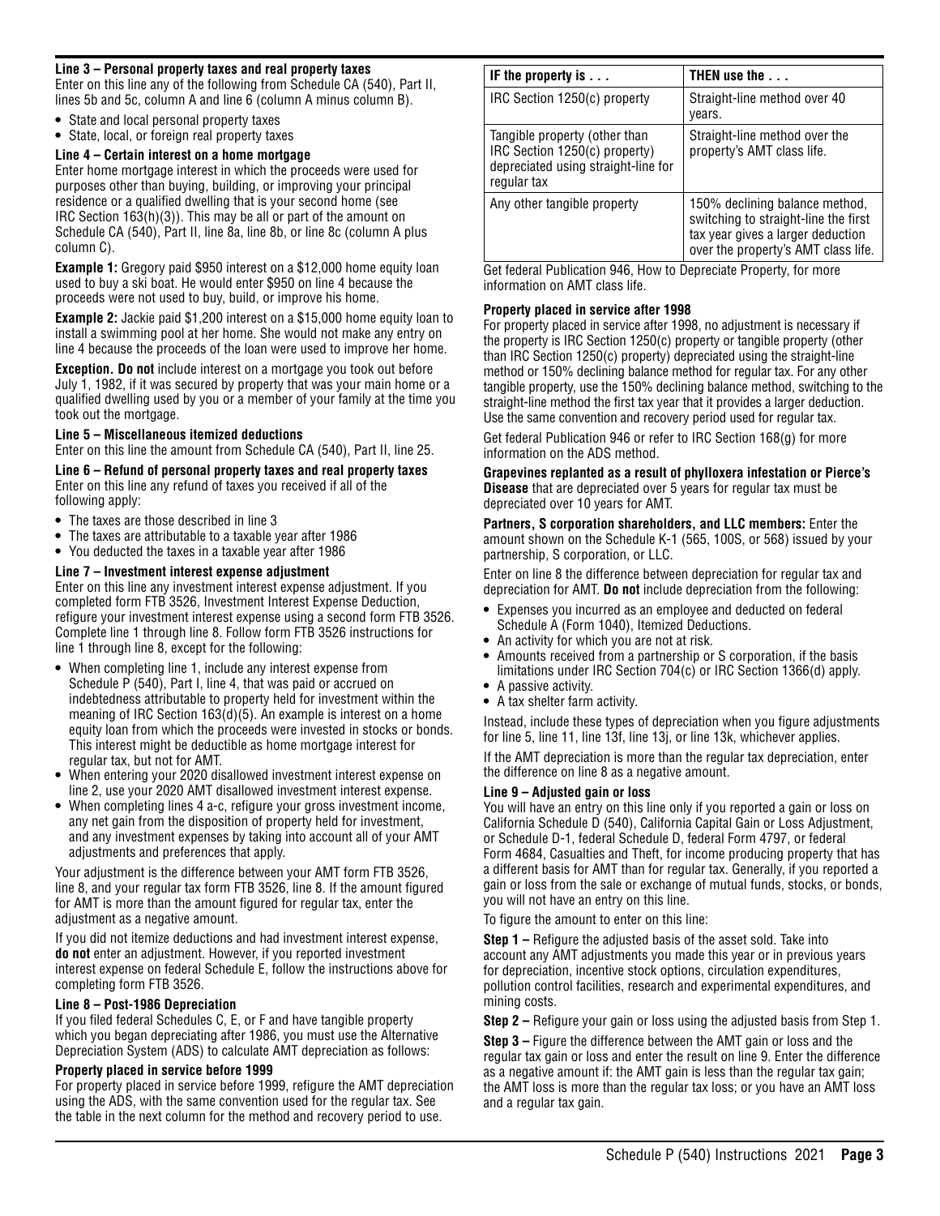#### Line 3 – Personal property taxes and real property taxes

Enter on this line any of the following from Schedule CA (540), Part II, lines 5b and 5c, column A and line 6 (column A minus column B).

- State and local personal property taxes
- State, local, or foreign real property taxes

#### Line 4 – Certain interest on a home mortgage

Enter home mortgage interest in which the proceeds were used for purposes other than buying, building, or improving your principal residence or a qualified dwelling that is your second home (see IRC Section 163(h)(3)). This may be all or part of the amount on Schedule CA (540), Part II, line 8a, line 8b, or line 8c (column A plus column C).

**Example 1:** Gregory paid $950 interest on a $12,000 home equity loan used to buy a ski boat. He would enter $950 on line 4 because the proceeds were not used to buy, build, or improve his home.

**Example 2:** Jackie paid $1,200 interest on a $15,000 home equity loan to install a swimming pool at her home. She would not make any entry on line 4 because the proceeds of the loan were used to improve her home.

**Exception. Do not** include interest on a mortgage you took out before July 1, 1982, if it was secured by property that was your main home or a qualified dwelling used by you or a member of your family at the time you took out the mortgage.

#### Line 5 – Miscellaneous itemized deductions

Enter on this line the amount from Schedule CA (540), Part II, line 25.

#### Line 6 – Refund of personal property taxes and real property taxes

Enter on this line any refund of taxes you received if all of the following apply:

- The taxes are those described in line 3
- The taxes are attributable to a taxable year after 1986
- You deducted the taxes in a taxable year after 1986

#### Line 7 – Investment interest expense adjustment

Enter on this line any investment interest expense adjustment. If you completed form FTB 3526, Investment Interest Expense Deduction, refigure your investment interest expense using a second form FTB 3526. Complete line 1 through line 8. Follow form FTB 3526 instructions for line 1 through line 8, except for the following:

- When completing line 1, include any interest expense from Schedule P (540), Part I, line 4, that was paid or accrued on indebtedness attributable to property held for investment within the meaning of IRC Section 163(d)(5). An example is interest on a home equity loan from which the proceeds were invested in stocks or bonds. This interest might be deductible as home mortgage interest for regular tax, but not for AMT.
- When entering your 2020 disallowed investment interest expense on line 2, use your 2020 AMT disallowed investment interest expense.
- When completing lines 4 a-c, refigure your gross investment income, any net gain from the disposition of property held for investment, and any investment expenses by taking into account all of your AMT adjustments and preferences that apply.

Your adjustment is the difference between your AMT form FTB 3526, line 8, and your regular tax form FTB 3526, line 8. If the amount figured for AMT is more than the amount figured for regular tax, enter the adjustment as a negative amount.

If you did not itemize deductions and had investment interest expense, **do not** enter an adjustment. However, if you reported investment interest expense on federal Schedule E, follow the instructions above for completing form FTB 3526.

#### Line 8 – Post-1986 Depreciation

If you filed federal Schedules C, E, or F and had tangible property which you began depreciating after 1986, you must use the Alternative Depreciation System (ADS) to calculate AMT depreciation as follows:

**Property placed in service before 1999**

For property placed in service before 1999, refigure the AMT depreciation using the ADS, with the same convention used for the regular tax. See the table in the next column for the method and recovery period to use.

| IF the property is . . . | THEN use the . . . |
|---|---|
| IRC Section 1250(c) property | Straight-line method over 40 years. |
| Tangible property (other than IRC Section 1250(c) property) depreciated using straight-line for regular tax | Straight-line method over the property's AMT class life. |
| Any other tangible property | 150% declining balance method, switching to straight-line the first tax year gives a larger deduction over the property's AMT class life. |

Get federal Publication 946, How to Depreciate Property, for more information on AMT class life.

**Property placed in service after 1998**

For property placed in service after 1998, no adjustment is necessary if the property is IRC Section 1250(c) property or tangible property (other than IRC Section 1250(c) property) depreciated using the straight-line method or 150% declining balance method for regular tax. For any other tangible property, use the 150% declining balance method, switching to the straight-line method the first tax year that it provides a larger deduction. Use the same convention and recovery period used for regular tax.

Get federal Publication 946 or refer to IRC Section 168(g) for more information on the ADS method.

**Grapevines replanted as a result of phylloxera infestation or Pierce's Disease** that are depreciated over 5 years for regular tax must be depreciated over 10 years for AMT.

**Partners, S corporation shareholders, and LLC members:** Enter the amount shown on the Schedule K-1 (565, 100S, or 568) issued by your partnership, S corporation, or LLC.

Enter on line 8 the difference between depreciation for regular tax and depreciation for AMT. **Do not** include depreciation from the following:

- Expenses you incurred as an employee and deducted on federal Schedule A (Form 1040), Itemized Deductions.
- An activity for which you are not at risk.
- Amounts received from a partnership or S corporation, if the basis limitations under IRC Section 704(c) or IRC Section 1366(d) apply.
- A passive activity.
- A tax shelter farm activity.

Instead, include these types of depreciation when you figure adjustments for line 5, line 11, line 13f, line 13j, or line 13k, whichever applies.

If the AMT depreciation is more than the regular tax depreciation, enter the difference on line 8 as a negative amount.

#### Line 9 – Adjusted gain or loss

You will have an entry on this line only if you reported a gain or loss on California Schedule D (540), California Capital Gain or Loss Adjustment, or Schedule D-1, federal Schedule D, federal Form 4797, or federal Form 4684, Casualties and Theft, for income producing property that has a different basis for AMT than for regular tax. Generally, if you reported a gain or loss from the sale or exchange of mutual funds, stocks, or bonds, you will not have an entry on this line.

To figure the amount to enter on this line:

**Step 1 –** Refigure the adjusted basis of the asset sold. Take into account any AMT adjustments you made this year or in previous years for depreciation, incentive stock options, circulation expenditures, pollution control facilities, research and experimental expenditures, and mining costs.

**Step 2 –** Refigure your gain or loss using the adjusted basis from Step 1.

**Step 3 –** Figure the difference between the AMT gain or loss and the regular tax gain or loss and enter the result on line 9. Enter the difference as a negative amount if: the AMT gain is less than the regular tax gain; the AMT loss is more than the regular tax loss; or you have an AMT loss and a regular tax gain.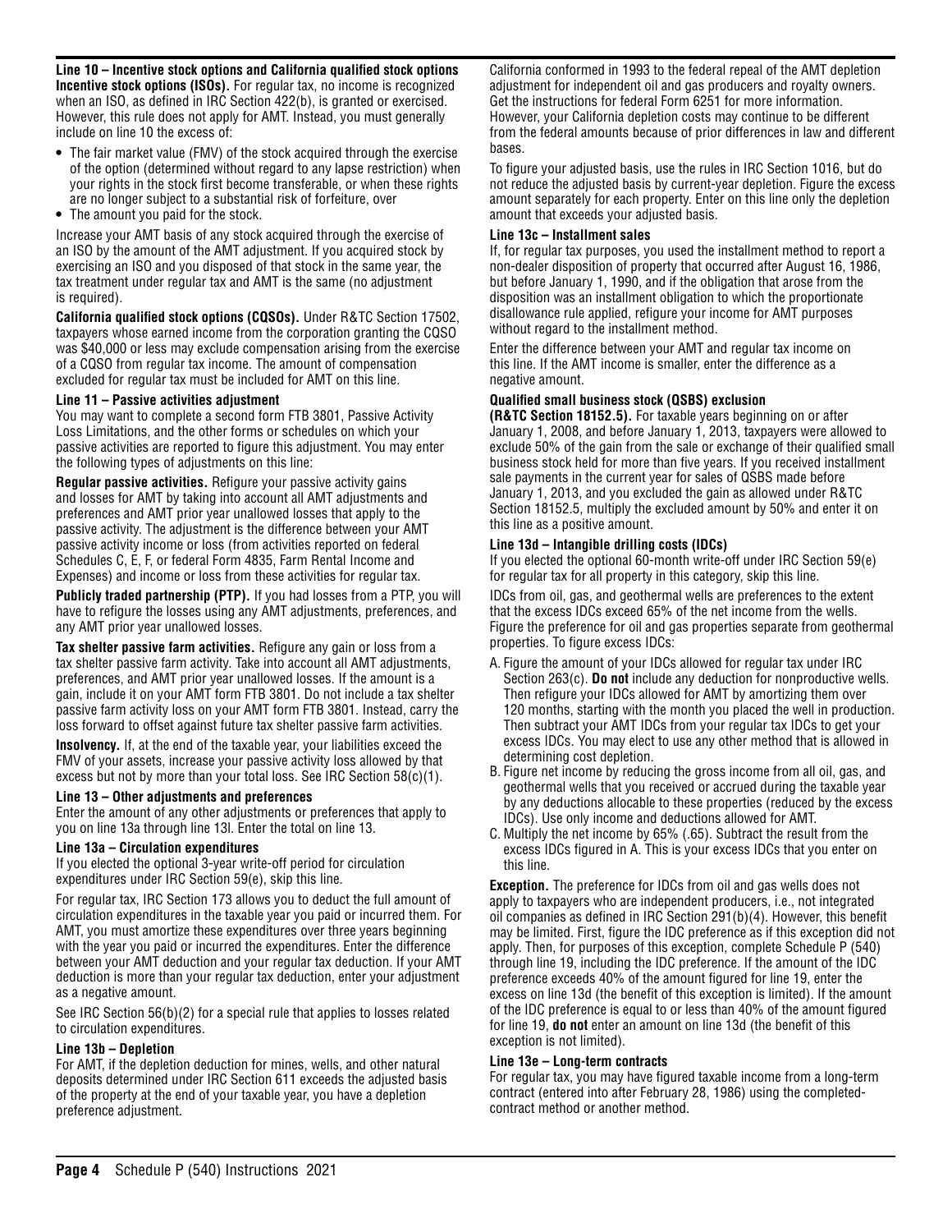**Line 10 – Incentive stock options and California qualified stock options**

**Incentive stock options (ISOs).** For regular tax, no income is recognized when an ISO, as defined in IRC Section 422(b), is granted or exercised. However, this rule does not apply for AMT. Instead, you must generally include on line 10 the excess of:

- The fair market value (FMV) of the stock acquired through the exercise of the option (determined without regard to any lapse restriction) when your rights in the stock first become transferable, or when these rights are no longer subject to a substantial risk of forfeiture, over
- The amount you paid for the stock.

Increase your AMT basis of any stock acquired through the exercise of an ISO by the amount of the AMT adjustment. If you acquired stock by exercising an ISO and you disposed of that stock in the same year, the tax treatment under regular tax and AMT is the same (no adjustment is required).

**California qualified stock options (CQSOs).** Under R&TC Section 17502, taxpayers whose earned income from the corporation granting the CQSO was $40,000 or less may exclude compensation arising from the exercise of a CQSO from regular tax income. The amount of compensation excluded for regular tax must be included for AMT on this line.

**Line 11 – Passive activities adjustment**

You may want to complete a second form FTB 3801, Passive Activity Loss Limitations, and the other forms or schedules on which your passive activities are reported to figure this adjustment. You may enter the following types of adjustments on this line:

**Regular passive activities.** Refigure your passive activity gains and losses for AMT by taking into account all AMT adjustments and preferences and AMT prior year unallowed losses that apply to the passive activity. The adjustment is the difference between your AMT passive activity income or loss (from activities reported on federal Schedules C, E, F, or federal Form 4835, Farm Rental Income and Expenses) and income or loss from these activities for regular tax.

**Publicly traded partnership (PTP).** If you had losses from a PTP, you will have to refigure the losses using any AMT adjustments, preferences, and any AMT prior year unallowed losses.

**Tax shelter passive farm activities.** Refigure any gain or loss from a tax shelter passive farm activity. Take into account all AMT adjustments, preferences, and AMT prior year unallowed losses. If the amount is a gain, include it on your AMT form FTB 3801. Do not include a tax shelter passive farm activity loss on your AMT form FTB 3801. Instead, carry the loss forward to offset against future tax shelter passive farm activities.

**Insolvency.** If, at the end of the taxable year, your liabilities exceed the FMV of your assets, increase your passive activity loss allowed by that excess but not by more than your total loss. See IRC Section 58(c)(1).

**Line 13 – Other adjustments and preferences**

Enter the amount of any other adjustments or preferences that apply to you on line 13a through line 13l. Enter the total on line 13.

**Line 13a – Circulation expenditures**

If you elected the optional 3-year write-off period for circulation expenditures under IRC Section 59(e), skip this line.

For regular tax, IRC Section 173 allows you to deduct the full amount of circulation expenditures in the taxable year you paid or incurred them. For AMT, you must amortize these expenditures over three years beginning with the year you paid or incurred the expenditures. Enter the difference between your AMT deduction and your regular tax deduction. If your AMT deduction is more than your regular tax deduction, enter your adjustment as a negative amount.

See IRC Section 56(b)(2) for a special rule that applies to losses related to circulation expenditures.

**Line 13b – Depletion**

For AMT, if the depletion deduction for mines, wells, and other natural deposits determined under IRC Section 611 exceeds the adjusted basis of the property at the end of your taxable year, you have a depletion preference adjustment.

California conformed in 1993 to the federal repeal of the AMT depletion adjustment for independent oil and gas producers and royalty owners. Get the instructions for federal Form 6251 for more information. However, your California depletion costs may continue to be different from the federal amounts because of prior differences in law and different bases.

To figure your adjusted basis, use the rules in IRC Section 1016, but do not reduce the adjusted basis by current-year depletion. Figure the excess amount separately for each property. Enter on this line only the depletion amount that exceeds your adjusted basis.

**Line 13c – Installment sales**

If, for regular tax purposes, you used the installment method to report a non-dealer disposition of property that occurred after August 16, 1986, but before January 1, 1990, and if the obligation that arose from the disposition was an installment obligation to which the proportionate disallowance rule applied, refigure your income for AMT purposes without regard to the installment method.

Enter the difference between your AMT and regular tax income on this line. If the AMT income is smaller, enter the difference as a negative amount.

**Qualified small business stock (QSBS) exclusion (R&TC Section 18152.5).** For taxable years beginning on or after January 1, 2008, and before January 1, 2013, taxpayers were allowed to exclude 50% of the gain from the sale or exchange of their qualified small business stock held for more than five years. If you received installment sale payments in the current year for sales of QSBS made before January 1, 2013, and you excluded the gain as allowed under R&TC Section 18152.5, multiply the excluded amount by 50% and enter it on this line as a positive amount.

**Line 13d – Intangible drilling costs (IDCs)**

If you elected the optional 60-month write-off under IRC Section 59(e) for regular tax for all property in this category, skip this line.

IDCs from oil, gas, and geothermal wells are preferences to the extent that the excess IDCs exceed 65% of the net income from the wells. Figure the preference for oil and gas properties separate from geothermal properties. To figure excess IDCs:

A. Figure the amount of your IDCs allowed for regular tax under IRC Section 263(c). **Do not** include any deduction for nonproductive wells. Then refigure your IDCs allowed for AMT by amortizing them over 120 months, starting with the month you placed the well in production. Then subtract your AMT IDCs from your regular tax IDCs to get your excess IDCs. You may elect to use any other method that is allowed in determining cost depletion.

B. Figure net income by reducing the gross income from all oil, gas, and geothermal wells that you received or accrued during the taxable year by any deductions allocable to these properties (reduced by the excess IDCs). Use only income and deductions allowed for AMT.

C. Multiply the net income by 65% (.65). Subtract the result from the excess IDCs figured in A. This is your excess IDCs that you enter on this line.

**Exception.** The preference for IDCs from oil and gas wells does not apply to taxpayers who are independent producers, i.e., not integrated oil companies as defined in IRC Section 291(b)(4). However, this benefit may be limited. First, figure the IDC preference as if this exception did not apply. Then, for purposes of this exception, complete Schedule P (540) through line 19, including the IDC preference. If the amount of the IDC preference exceeds 40% of the amount figured for line 19, enter the excess on line 13d (the benefit of this exception is limited). If the amount of the IDC preference is equal to or less than 40% of the amount figured for line 19, **do not** enter an amount on line 13d (the benefit of this exception is not limited).

**Line 13e – Long-term contracts**

For regular tax, you may have figured taxable income from a long-term contract (entered into after February 28, 1986) using the completed-contract method or another method.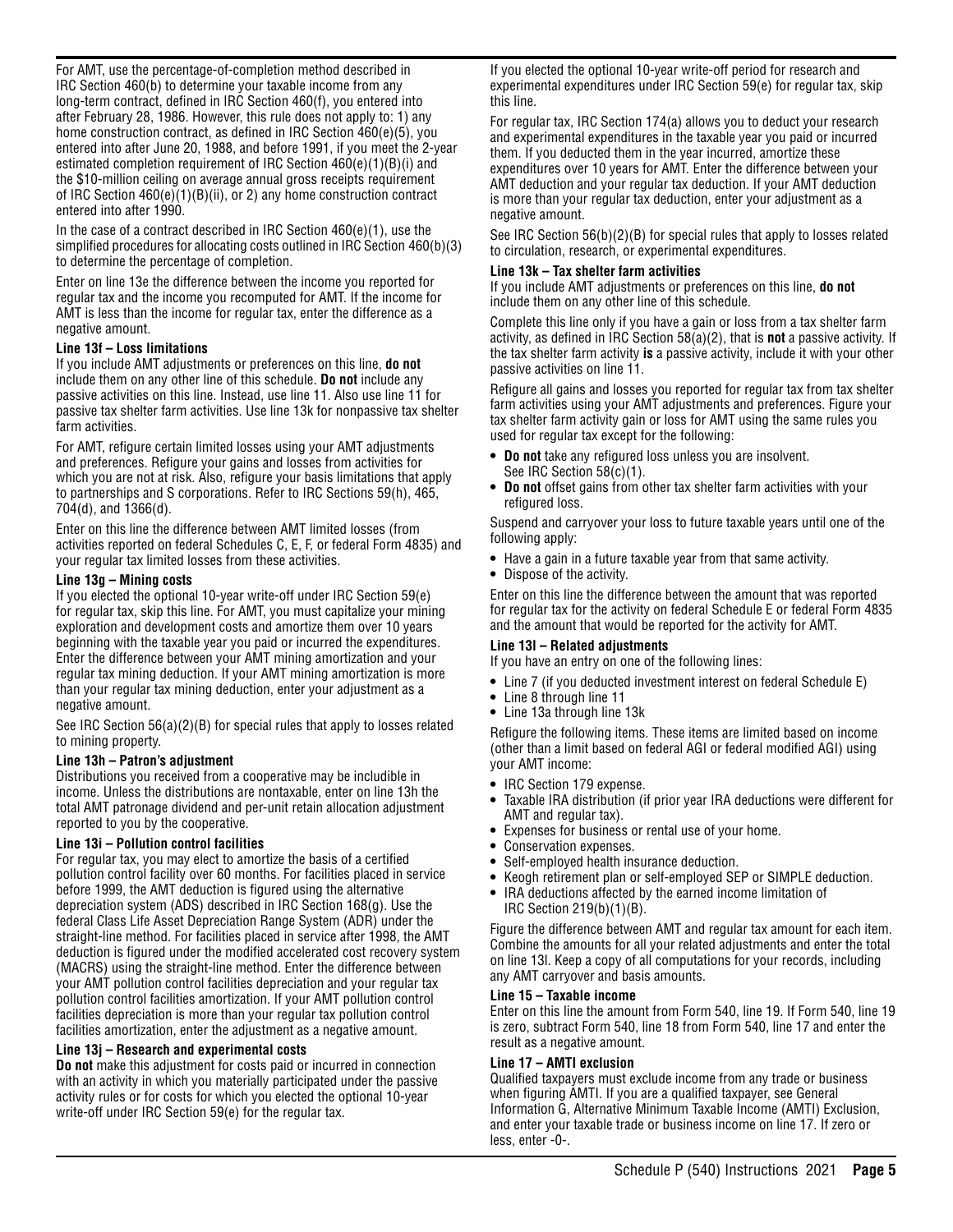For AMT, use the percentage-of-completion method described in IRC Section 460(b) to determine your taxable income from any long-term contract, defined in IRC Section 460(f), you entered into after February 28, 1986. However, this rule does not apply to: 1) any home construction contract, as defined in IRC Section 460(e)(5), you entered into after June 20, 1988, and before 1991, if you meet the 2-year estimated completion requirement of IRC Section 460(e)(1)(B)(i) and the $10-million ceiling on average annual gross receipts requirement of IRC Section 460(e)(1)(B)(ii), or 2) any home construction contract entered into after 1990.

In the case of a contract described in IRC Section 460(e)(1), use the simplified procedures for allocating costs outlined in IRC Section 460(b)(3) to determine the percentage of completion.

Enter on line 13e the difference between the income you reported for regular tax and the income you recomputed for AMT. If the income for AMT is less than the income for regular tax, enter the difference as a negative amount.

**Line 13f – Loss limitations**

If you include AMT adjustments or preferences on this line, **do not** include them on any other line of this schedule. **Do not** include any passive activities on this line. Instead, use line 11. Also use line 11 for passive tax shelter farm activities. Use line 13k for nonpassive tax shelter farm activities.

For AMT, refigure certain limited losses using your AMT adjustments and preferences. Refigure your gains and losses from activities for which you are not at risk. Also, refigure your basis limitations that apply to partnerships and S corporations. Refer to IRC Sections 59(h), 465, 704(d), and 1366(d).

Enter on this line the difference between AMT limited losses (from activities reported on federal Schedules C, E, F, or federal Form 4835) and your regular tax limited losses from these activities.

**Line 13g – Mining costs**

If you elected the optional 10-year write-off under IRC Section 59(e) for regular tax, skip this line. For AMT, you must capitalize your mining exploration and development costs and amortize them over 10 years beginning with the taxable year you paid or incurred the expenditures. Enter the difference between your AMT mining amortization and your regular tax mining deduction. If your AMT mining amortization is more than your regular tax mining deduction, enter your adjustment as a negative amount.

See IRC Section 56(a)(2)(B) for special rules that apply to losses related to mining property.

**Line 13h – Patron's adjustment**

Distributions you received from a cooperative may be includible in income. Unless the distributions are nontaxable, enter on line 13h the total AMT patronage dividend and per-unit retain allocation adjustment reported to you by the cooperative.

**Line 13i – Pollution control facilities**

For regular tax, you may elect to amortize the basis of a certified pollution control facility over 60 months. For facilities placed in service before 1999, the AMT deduction is figured using the alternative depreciation system (ADS) described in IRC Section 168(g). Use the federal Class Life Asset Depreciation Range System (ADR) under the straight-line method. For facilities placed in service after 1998, the AMT deduction is figured under the modified accelerated cost recovery system (MACRS) using the straight-line method. Enter the difference between your AMT pollution control facilities depreciation and your regular tax pollution control facilities amortization. If your AMT pollution control facilities depreciation is more than your regular tax pollution control facilities amortization, enter the adjustment as a negative amount.

**Line 13j – Research and experimental costs**

**Do not** make this adjustment for costs paid or incurred in connection with an activity in which you materially participated under the passive activity rules or for costs for which you elected the optional 10-year write-off under IRC Section 59(e) for the regular tax.

If you elected the optional 10-year write-off period for research and experimental expenditures under IRC Section 59(e) for regular tax, skip this line.

For regular tax, IRC Section 174(a) allows you to deduct your research and experimental expenditures in the taxable year you paid or incurred them. If you deducted them in the year incurred, amortize these expenditures over 10 years for AMT. Enter the difference between your AMT deduction and your regular tax deduction. If your AMT deduction is more than your regular tax deduction, enter your adjustment as a negative amount.

See IRC Section 56(b)(2)(B) for special rules that apply to losses related to circulation, research, or experimental expenditures.

**Line 13k – Tax shelter farm activities**

If you include AMT adjustments or preferences on this line, **do not** include them on any other line of this schedule.

Complete this line only if you have a gain or loss from a tax shelter farm activity, as defined in IRC Section 58(a)(2), that is **not** a passive activity. If the tax shelter farm activity **is** a passive activity, include it with your other passive activities on line 11.

Refigure all gains and losses you reported for regular tax from tax shelter farm activities using your AMT adjustments and preferences. Figure your tax shelter farm activity gain or loss for AMT using the same rules you used for regular tax except for the following:

- **Do not** take any refigured loss unless you are insolvent. See IRC Section 58(c)(1).
- **Do not** offset gains from other tax shelter farm activities with your refigured loss.

Suspend and carryover your loss to future taxable years until one of the following apply:

- Have a gain in a future taxable year from that same activity.
- Dispose of the activity.

Enter on this line the difference between the amount that was reported for regular tax for the activity on federal Schedule E or federal Form 4835 and the amount that would be reported for the activity for AMT.

**Line 13l – Related adjustments**

If you have an entry on one of the following lines:

- Line 7 (if you deducted investment interest on federal Schedule E)
- Line 8 through line 11
- Line 13a through line 13k

Refigure the following items. These items are limited based on income (other than a limit based on federal AGI or federal modified AGI) using your AMT income:

- IRC Section 179 expense.
- Taxable IRA distribution (if prior year IRA deductions were different for AMT and regular tax).
- Expenses for business or rental use of your home.
- Conservation expenses.
- Self-employed health insurance deduction.
- Keogh retirement plan or self-employed SEP or SIMPLE deduction.
- IRA deductions affected by the earned income limitation of IRC Section 219(b)(1)(B).

Figure the difference between AMT and regular tax amount for each item. Combine the amounts for all your related adjustments and enter the total on line 13l. Keep a copy of all computations for your records, including any AMT carryover and basis amounts.

**Line 15 – Taxable income**

Enter on this line the amount from Form 540, line 19. If Form 540, line 19 is zero, subtract Form 540, line 18 from Form 540, line 17 and enter the result as a negative amount.

**Line 17 – AMTI exclusion**

Qualified taxpayers must exclude income from any trade or business when figuring AMTI. If you are a qualified taxpayer, see General Information G, Alternative Minimum Taxable Income (AMTI) Exclusion, and enter your taxable trade or business income on line 17. If zero or less, enter -0-.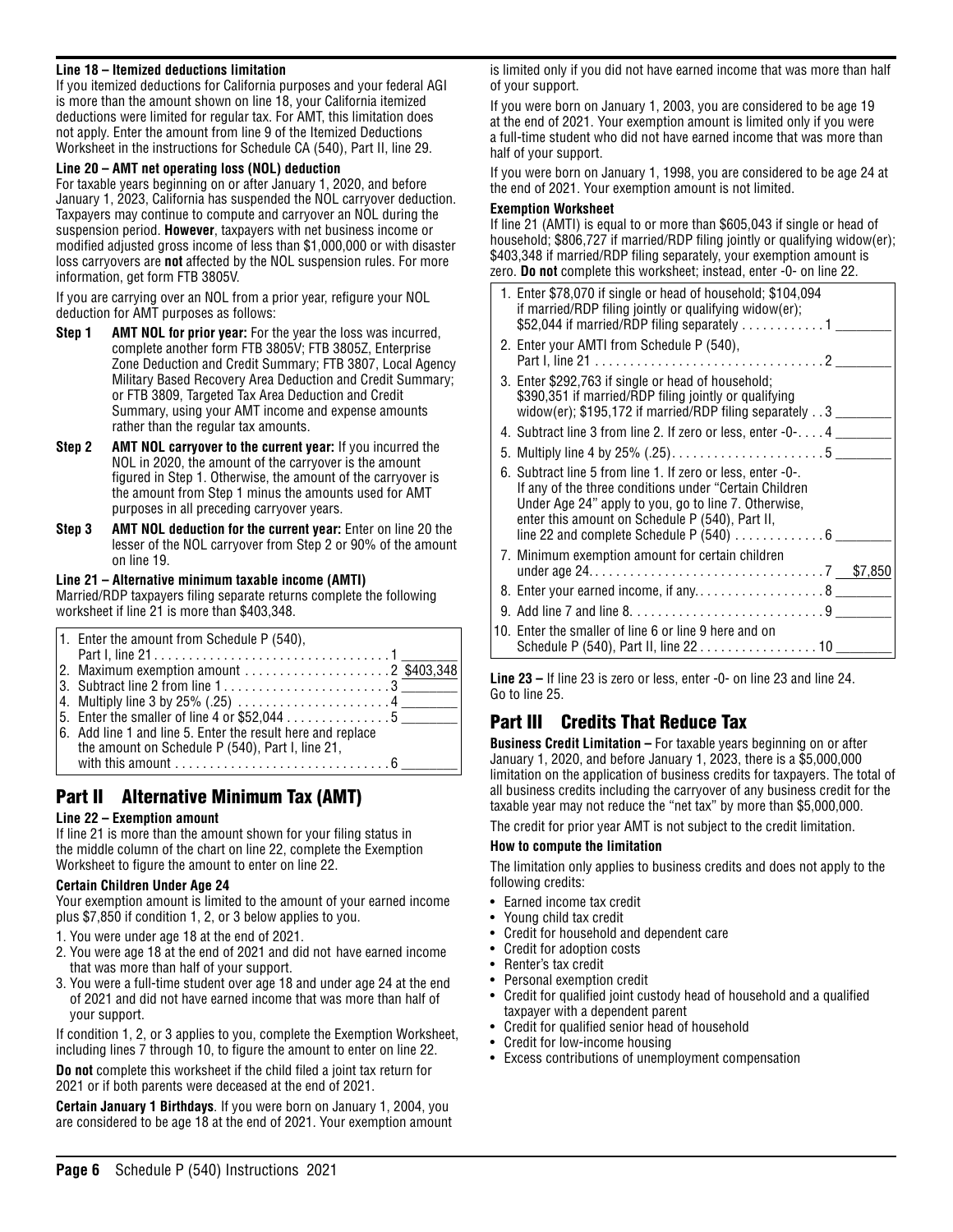**Line 18 – Itemized deductions limitation**

If you itemized deductions for California purposes and your federal AGI is more than the amount shown on line 18, your California itemized deductions were limited for regular tax. For AMT, this limitation does not apply. Enter the amount from line 9 of the Itemized Deductions Worksheet in the instructions for Schedule CA (540), Part II, line 29.

**Line 20 – AMT net operating loss (NOL) deduction**

For taxable years beginning on or after January 1, 2020, and before January 1, 2023, California has suspended the NOL carryover deduction. Taxpayers may continue to compute and carryover an NOL during the suspension period. **However**, taxpayers with net business income or modified adjusted gross income of less than $1,000,000 or with disaster loss carryovers are **not** affected by the NOL suspension rules. For more information, get form FTB 3805V.

If you are carrying over an NOL from a prior year, refigure your NOL deduction for AMT purposes as follows:

**Step 1** **AMT NOL for prior year:** For the year the loss was incurred, complete another form FTB 3805V; FTB 3805Z, Enterprise Zone Deduction and Credit Summary; FTB 3807, Local Agency Military Based Recovery Area Deduction and Credit Summary; or FTB 3809, Targeted Tax Area Deduction and Credit Summary, using your AMT income and expense amounts rather than the regular tax amounts.

**Step 2** **AMT NOL carryover to the current year:** If you incurred the NOL in 2020, the amount of the carryover is the amount figured in Step 1. Otherwise, the amount of the carryover is the amount from Step 1 minus the amounts used for AMT purposes in all preceding carryover years.

**Step 3** **AMT NOL deduction for the current year:** Enter on line 20 the lesser of the NOL carryover from Step 2 or 90% of the amount on line 19.

**Line 21 – Alternative minimum taxable income (AMTI)**

Married/RDP taxpayers filing separate returns complete the following worksheet if line 21 is more than $403,348.

| | |
|---|---|
| 1. Enter the amount from Schedule P (540), Part I, line 21 . . . . . . . . . . 1 | |
| 2. Maximum exemption amount . . . . . . . . . . 2 | $403,348 |
| 3. Subtract line 2 from line 1 . . . . . . . . . . 3 | |
| 4. Multiply line 3 by 25% (.25) . . . . . . . . . . 4 | |
| 5. Enter the smaller of line 4 or $52,044 . . . . . . . . . . 5 | |
| 6. Add line 1 and line 5. Enter the result here and replace the amount on Schedule P (540), Part I, line 21, with this amount . . . . . . . . . . 6 | |

## Part II Alternative Minimum Tax (AMT)

**Line 22 – Exemption amount**

If line 21 is more than the amount shown for your filing status in the middle column of the chart on line 22, complete the Exemption Worksheet to figure the amount to enter on line 22.

**Certain Children Under Age 24**

Your exemption amount is limited to the amount of your earned income plus $7,850 if condition 1, 2, or 3 below applies to you.

1. You were under age 18 at the end of 2021.
2. You were age 18 at the end of 2021 and did not have earned income that was more than half of your support.
3. You were a full-time student over age 18 and under age 24 at the end of 2021 and did not have earned income that was more than half of your support.

If condition 1, 2, or 3 applies to you, complete the Exemption Worksheet, including lines 7 through 10, to figure the amount to enter on line 22.

**Do not** complete this worksheet if the child filed a joint tax return for 2021 or if both parents were deceased at the end of 2021.

**Certain January 1 Birthdays**. If you were born on January 1, 2004, you are considered to be age 18 at the end of 2021. Your exemption amount is limited only if you did not have earned income that was more than half of your support.

If you were born on January 1, 2003, you are considered to be age 19 at the end of 2021. Your exemption amount is limited only if you were a full-time student who did not have earned income that was more than half of your support.

If you were born on January 1, 1998, you are considered to be age 24 at the end of 2021. Your exemption amount is not limited.

**Exemption Worksheet**

If line 21 (AMTI) is equal to or more than $605,043 if single or head of household; $806,727 if married/RDP filing jointly or qualifying widow(er); $403,348 if married/RDP filing separately, your exemption amount is zero. **Do not** complete this worksheet; instead, enter -0- on line 22.

| | |
|---|---|
| 1. Enter $78,070 if single or head of household; $104,094 if married/RDP filing jointly or qualifying widow(er); $52,044 if married/RDP filing separately . . . . . . . . . . 1 | |
| 2. Enter your AMTI from Schedule P (540), Part I, line 21 . . . . . . . . . . 2 | |
| 3. Enter $292,763 if single or head of household; $390,351 if married/RDP filing jointly or qualifying widow(er); $195,172 if married/RDP filing separately . . 3 | |
| 4. Subtract line 3 from line 2. If zero or less, enter -0-. . . . 4 | |
| 5. Multiply line 4 by 25% (.25). . . . . . . . . . 5 | |
| 6. Subtract line 5 from line 1. If zero or less, enter -0-. If any of the three conditions under "Certain Children Under Age 24" apply to you, go to line 7. Otherwise, enter this amount on Schedule P (540), Part II, line 22 and complete Schedule P (540) . . . . . . . . . . 6 | |
| 7. Minimum exemption amount for certain children under age 24. . . . . . . . . . 7 | $7,850 |
| 8. Enter your earned income, if any. . . . . . . . . . 8 | |
| 9. Add line 7 and line 8. . . . . . . . . . 9 | |
| 10. Enter the smaller of line 6 or line 9 here and on Schedule P (540), Part II, line 22 . . . . . . . . . . 10 | |

**Line 23 –** If line 23 is zero or less, enter -0- on line 23 and line 24. Go to line 25.

## Part III Credits That Reduce Tax

**Business Credit Limitation –** For taxable years beginning on or after January 1, 2020, and before January 1, 2023, there is a $5,000,000 limitation on the application of business credits for taxpayers. The total of all business credits including the carryover of any business credit for the taxable year may not reduce the "net tax" by more than $5,000,000.

The credit for prior year AMT is not subject to the credit limitation.

**How to compute the limitation**

The limitation only applies to business credits and does not apply to the following credits:

- Earned income tax credit
- Young child tax credit
- Credit for household and dependent care
- Credit for adoption costs
- Renter's tax credit
- Personal exemption credit
- Credit for qualified joint custody head of household and a qualified taxpayer with a dependent parent
- Credit for qualified senior head of household
- Credit for low-income housing
- Excess contributions of unemployment compensation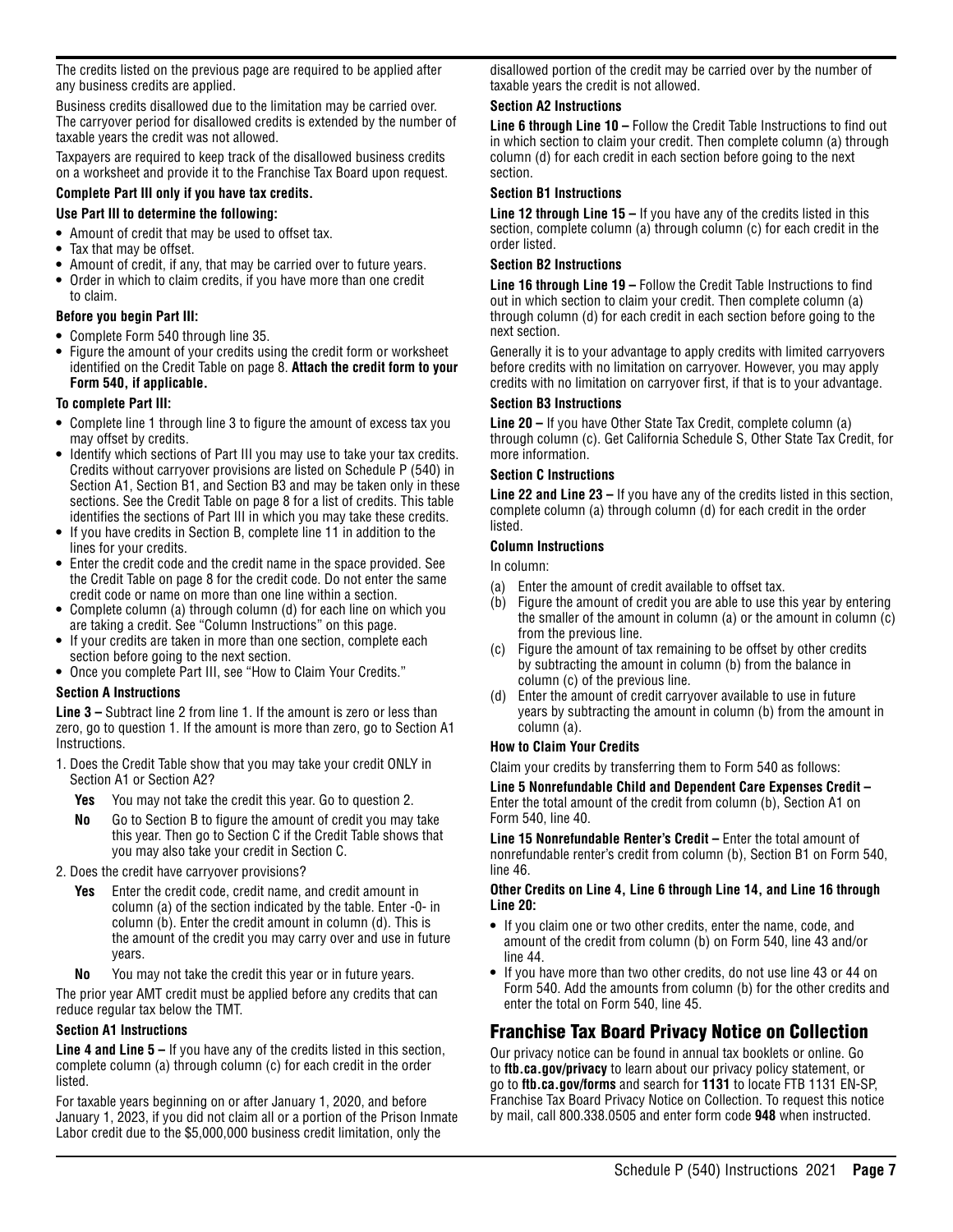The credits listed on the previous page are required to be applied after any business credits are applied.

Business credits disallowed due to the limitation may be carried over. The carryover period for disallowed credits is extended by the number of taxable years the credit was not allowed.

Taxpayers are required to keep track of the disallowed business credits on a worksheet and provide it to the Franchise Tax Board upon request.

**Complete Part III only if you have tax credits.**

**Use Part III to determine the following:**

- Amount of credit that may be used to offset tax.
- Tax that may be offset.
- Amount of credit, if any, that may be carried over to future years.
- Order in which to claim credits, if you have more than one credit to claim.

**Before you begin Part III:**

- Complete Form 540 through line 35.
- Figure the amount of your credits using the credit form or worksheet identified on the Credit Table on page 8. **Attach the credit form to your Form 540, if applicable.**

**To complete Part III:**

- Complete line 1 through line 3 to figure the amount of excess tax you may offset by credits.
- Identify which sections of Part III you may use to take your tax credits. Credits without carryover provisions are listed on Schedule P (540) in Section A1, Section B1, and Section B3 and may be taken only in these sections. See the Credit Table on page 8 for a list of credits. This table identifies the sections of Part III in which you may take these credits.
- If you have credits in Section B, complete line 11 in addition to the lines for your credits.
- Enter the credit code and the credit name in the space provided. See the Credit Table on page 8 for the credit code. Do not enter the same credit code or name on more than one line within a section.
- Complete column (a) through column (d) for each line on which you are taking a credit. See "Column Instructions" on this page.
- If your credits are taken in more than one section, complete each section before going to the next section.
- Once you complete Part III, see "How to Claim Your Credits."

**Section A Instructions**

**Line 3 –** Subtract line 2 from line 1. If the amount is zero or less than zero, go to question 1. If the amount is more than zero, go to Section A1 Instructions.

1. Does the Credit Table show that you may take your credit ONLY in Section A1 or Section A2?

   **Yes** You may not take the credit this year. Go to question 2.

   **No** Go to Section B to figure the amount of credit you may take this year. Then go to Section C if the Credit Table shows that you may also take your credit in Section C.

2. Does the credit have carryover provisions?

   **Yes** Enter the credit code, credit name, and credit amount in column (a) of the section indicated by the table. Enter -0- in column (b). Enter the credit amount in column (d). This is the amount of the credit you may carry over and use in future years.

   **No** You may not take the credit this year or in future years.

The prior year AMT credit must be applied before any credits that can reduce regular tax below the TMT.

**Section A1 Instructions**

**Line 4 and Line 5 –** If you have any of the credits listed in this section, complete column (a) through column (c) for each credit in the order listed.

For taxable years beginning on or after January 1, 2020, and before January 1, 2023, if you did not claim all or a portion of the Prison Inmate Labor credit due to the $5,000,000 business credit limitation, only the disallowed portion of the credit may be carried over by the number of taxable years the credit is not allowed.

**Section A2 Instructions**

**Line 6 through Line 10 –** Follow the Credit Table Instructions to find out in which section to claim your credit. Then complete column (a) through column (d) for each credit in each section before going to the next section.

**Section B1 Instructions**

**Line 12 through Line 15 –** If you have any of the credits listed in this section, complete column (a) through column (c) for each credit in the order listed.

**Section B2 Instructions**

**Line 16 through Line 19 –** Follow the Credit Table Instructions to find out in which section to claim your credit. Then complete column (a) through column (d) for each credit in each section before going to the next section.

Generally it is to your advantage to apply credits with limited carryovers before credits with no limitation on carryover. However, you may apply credits with no limitation on carryover first, if that is to your advantage.

**Section B3 Instructions**

**Line 20 –** If you have Other State Tax Credit, complete column (a) through column (c). Get California Schedule S, Other State Tax Credit, for more information.

**Section C Instructions**

**Line 22 and Line 23 –** If you have any of the credits listed in this section, complete column (a) through column (d) for each credit in the order listed.

**Column Instructions**

In column:

(a) Enter the amount of credit available to offset tax.

(b) Figure the amount of credit you are able to use this year by entering the smaller of the amount in column (a) or the amount in column (c) from the previous line.

(c) Figure the amount of tax remaining to be offset by other credits by subtracting the amount in column (b) from the balance in column (c) of the previous line.

(d) Enter the amount of credit carryover available to use in future years by subtracting the amount in column (b) from the amount in column (a).

**How to Claim Your Credits**

Claim your credits by transferring them to Form 540 as follows:

**Line 5 Nonrefundable Child and Dependent Care Expenses Credit –** Enter the total amount of the credit from column (b), Section A1 on Form 540, line 40.

**Line 15 Nonrefundable Renter's Credit –** Enter the total amount of nonrefundable renter's credit from column (b), Section B1 on Form 540, line 46.

**Other Credits on Line 4, Line 6 through Line 14, and Line 16 through Line 20:**

- If you claim one or two other credits, enter the name, code, and amount of the credit from column (b) on Form 540, line 43 and/or line 44.
- If you have more than two other credits, do not use line 43 or 44 on Form 540. Add the amounts from column (b) for the other credits and enter the total on Form 540, line 45.

## Franchise Tax Board Privacy Notice on Collection

Our privacy notice can be found in annual tax booklets or online. Go to **ftb.ca.gov/privacy** to learn about our privacy policy statement, or go to **ftb.ca.gov/forms** and search for **1131** to locate FTB 1131 EN-SP, Franchise Tax Board Privacy Notice on Collection. To request this notice by mail, call 800.338.0505 and enter form code **948** when instructed.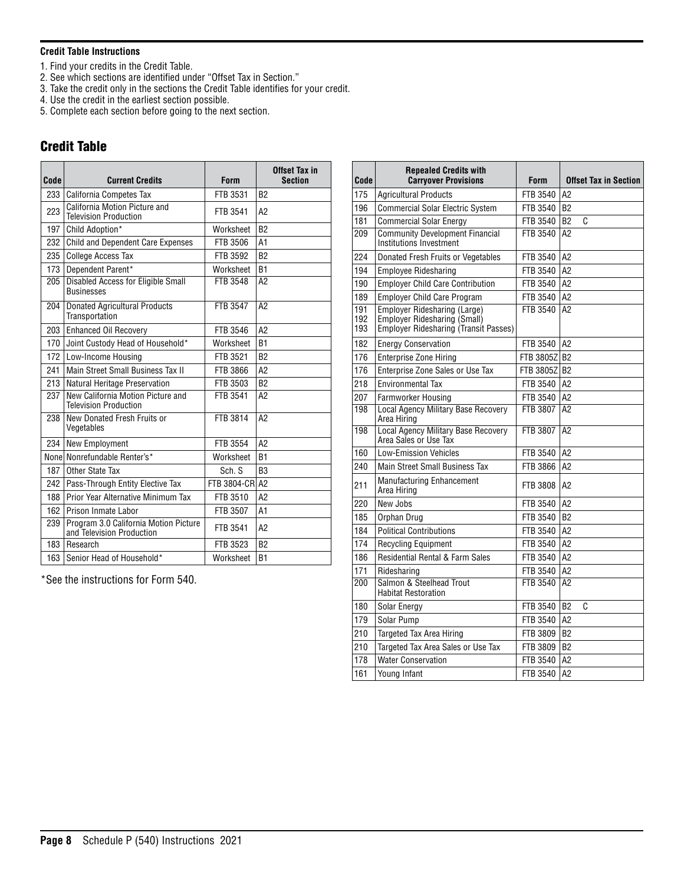**Credit Table Instructions**

1. Find your credits in the Credit Table.
2. See which sections are identified under “Offset Tax in Section.”
3. Take the credit only in the sections the Credit Table identifies for your credit.
4. Use the credit in the earliest section possible.
5. Complete each section before going to the next section.

## Credit Table

| Code | Current Credits | Form | Offset Tax in Section |
|---|---|---|---|
| 233 | California Competes Tax | FTB 3531 | B2 |
| 223 | California Motion Picture and Television Production | FTB 3541 | A2 |
| 197 | Child Adoption* | Worksheet | B2 |
| 232 | Child and Dependent Care Expenses | FTB 3506 | A1 |
| 235 | College Access Tax | FTB 3592 | B2 |
| 173 | Dependent Parent* | Worksheet | B1 |
| 205 | Disabled Access for Eligible Small Businesses | FTB 3548 | A2 |
| 204 | Donated Agricultural Products Transportation | FTB 3547 | A2 |
| 203 | Enhanced Oil Recovery | FTB 3546 | A2 |
| 170 | Joint Custody Head of Household* | Worksheet | B1 |
| 172 | Low-Income Housing | FTB 3521 | B2 |
| 241 | Main Street Small Business Tax II | FTB 3866 | A2 |
| 213 | Natural Heritage Preservation | FTB 3503 | B2 |
| 237 | New California Motion Picture and Television Production | FTB 3541 | A2 |
| 238 | New Donated Fresh Fruits or Vegetables | FTB 3814 | A2 |
| 234 | New Employment | FTB 3554 | A2 |
| None | Nonrefundable Renter’s* | Worksheet | B1 |
| 187 | Other State Tax | Sch. S | B3 |
| 242 | Pass-Through Entity Elective Tax | FTB 3804-CR | A2 |
| 188 | Prior Year Alternative Minimum Tax | FTB 3510 | A2 |
| 162 | Prison Inmate Labor | FTB 3507 | A1 |
| 239 | Program 3.0 California Motion Picture and Television Production | FTB 3541 | A2 |
| 183 | Research | FTB 3523 | B2 |
| 163 | Senior Head of Household* | Worksheet | B1 |

*See the instructions for Form 540.

| Code | Repealed Credits with Carryover Provisions | Form | Offset Tax in Section |
|---|---|---|---|
| 175 | Agricultural Products | FTB 3540 | A2 |
| 196 | Commercial Solar Electric System | FTB 3540 | B2 |
| 181 | Commercial Solar Energy | FTB 3540 | B2 C |
| 209 | Community Development Financial Institutions Investment | FTB 3540 | A2 |
| 224 | Donated Fresh Fruits or Vegetables | FTB 3540 | A2 |
| 194 | Employee Ridesharing | FTB 3540 | A2 |
| 190 | Employer Child Care Contribution | FTB 3540 | A2 |
| 189 | Employer Child Care Program | FTB 3540 | A2 |
| 191<br>192<br>193 | Employer Ridesharing (Large)<br>Employer Ridesharing (Small)<br>Employer Ridesharing (Transit Passes) | FTB 3540 | A2 |
| 182 | Energy Conservation | FTB 3540 | A2 |
| 176 | Enterprise Zone Hiring | FTB 3805Z | B2 |
| 176 | Enterprise Zone Sales or Use Tax | FTB 3805Z | B2 |
| 218 | Environmental Tax | FTB 3540 | A2 |
| 207 | Farmworker Housing | FTB 3540 | A2 |
| 198 | Local Agency Military Base Recovery Area Hiring | FTB 3807 | A2 |
| 198 | Local Agency Military Base Recovery Area Sales or Use Tax | FTB 3807 | A2 |
| 160 | Low-Emission Vehicles | FTB 3540 | A2 |
| 240 | Main Street Small Business Tax | FTB 3866 | A2 |
| 211 | Manufacturing Enhancement Area Hiring | FTB 3808 | A2 |
| 220 | New Jobs | FTB 3540 | A2 |
| 185 | Orphan Drug | FTB 3540 | B2 |
| 184 | Political Contributions | FTB 3540 | A2 |
| 174 | Recycling Equipment | FTB 3540 | A2 |
| 186 | Residential Rental & Farm Sales | FTB 3540 | A2 |
| 171 | Ridesharing | FTB 3540 | A2 |
| 200 | Salmon & Steelhead Trout Habitat Restoration | FTB 3540 | A2 |
| 180 | Solar Energy | FTB 3540 | B2 C |
| 179 | Solar Pump | FTB 3540 | A2 |
| 210 | Targeted Tax Area Hiring | FTB 3809 | B2 |
| 210 | Targeted Tax Area Sales or Use Tax | FTB 3809 | B2 |
| 178 | Water Conservation | FTB 3540 | A2 |
| 161 | Young Infant | FTB 3540 | A2 |